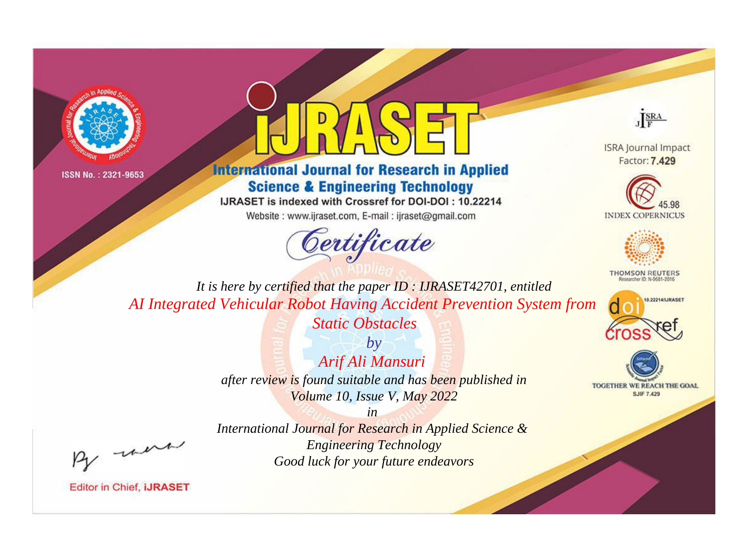ISSN No. : 2321-9653

# iJRASET

## International Journal for Research in Applied Science & Engineering Technology

IJRASET is indexed with Crossref for DOI-DOI : 10.22214

Website : www.ijraset.com, E-mail : ijraset@gmail.com

*Certificate*

*It is here by certified that the paper ID : IJRASET42701, entitled*

*AI Integrated Vehicular Robot Having Accident Prevention System from Static Obstacles*

*by*

*Arif Ali Mansuri*

*after review is found suitable and has been published in*

*Volume 10, Issue V, May 2022*

*in*

*International Journal for Research in Applied Science & Engineering Technology*

*Good luck for your future endeavors*

ISRA Journal Impact Factor: **7.429**

45.98 INDEX COPERNICUS

THOMSON REUTERS Researcher ID: N-9681-2016

10.22214/IJRASET

TOGETHER WE REACH THE GOAL SJIF 7.429

Editor in Chief, **iJRASET**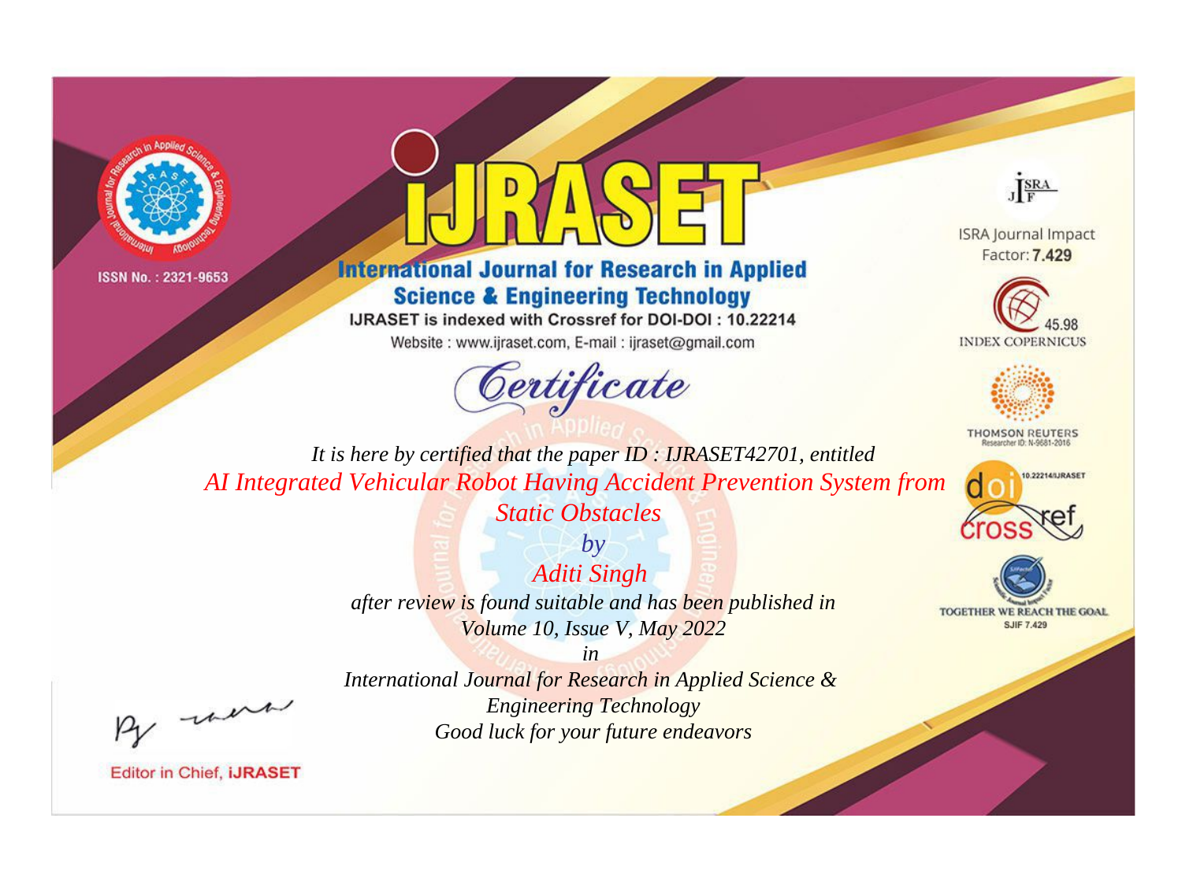ISSN No. : 2321-9653

# iJRASET

## International Journal for Research in Applied Science & Engineering Technology

IJRASET is indexed with Crossref for DOI-DOI : 10.22214

Website : www.ijraset.com, E-mail : ijraset@gmail.com

ISRA Journal Impact Factor: **7.429**

45.98 INDEX COPERNICUS

THOMSON REUTERS Researcher ID: N-9681-2016

10.22214/IJRASET

TOGETHER WE REACH THE GOAL SJIF 7.429

*Certificate*

*It is here by certified that the paper ID : IJRASET42701, entitled*

*AI Integrated Vehicular Robot Having Accident Prevention System from Static Obstacles*

*by*

*Aditi Singh*

*after review is found suitable and has been published in*

*Volume 10, Issue V, May 2022*

*in*

*International Journal for Research in Applied Science & Engineering Technology*

*Good luck for your future endeavors*

Editor in Chief, **iJRASET**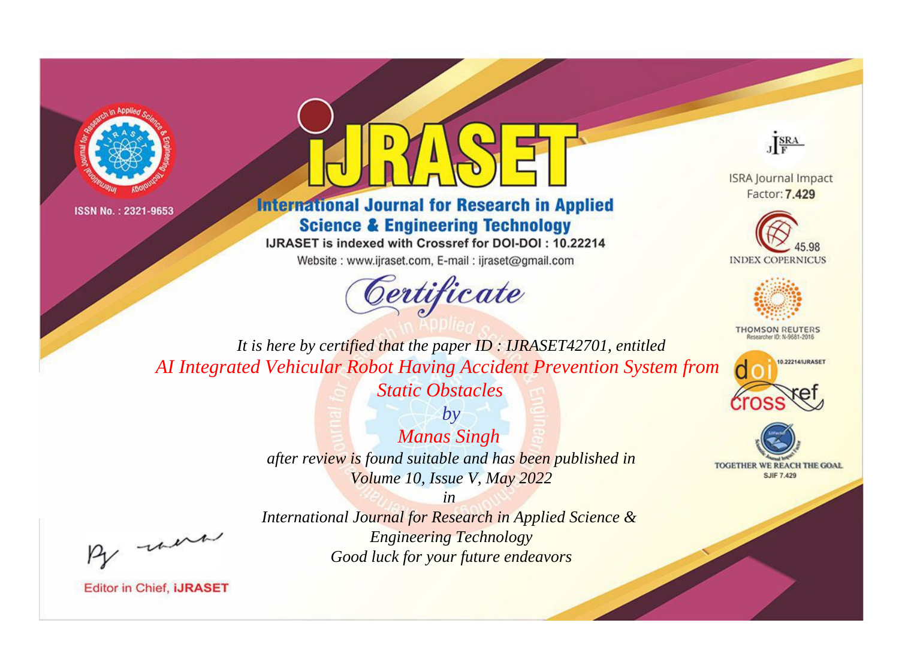ISSN No. : 2321-9653

# iJRASET

## International Journal for Research in Applied Science & Engineering Technology

IJRASET is indexed with Crossref for DOI-DOI : 10.22214

Website : www.ijraset.com, E-mail : ijraset@gmail.com

ISRA Journal Impact Factor: **7.429**

45.98 INDEX COPERNICUS

THOMSON REUTERS Researcher ID: N-9681-2016

10.22214/IJRASET

TOGETHER WE REACH THE GOAL SJIF 7.429

# *Certificate*

*It is here by certified that the paper ID : IJRASET42701, entitled*

*AI Integrated Vehicular Robot Having Accident Prevention System from Static Obstacles*

*by*

*Manas Singh*

*after review is found suitable and has been published in*

*Volume 10, Issue V, May 2022*

*in*

*International Journal for Research in Applied Science & Engineering Technology*

*Good luck for your future endeavors*

Editor in Chief, **iJRASET**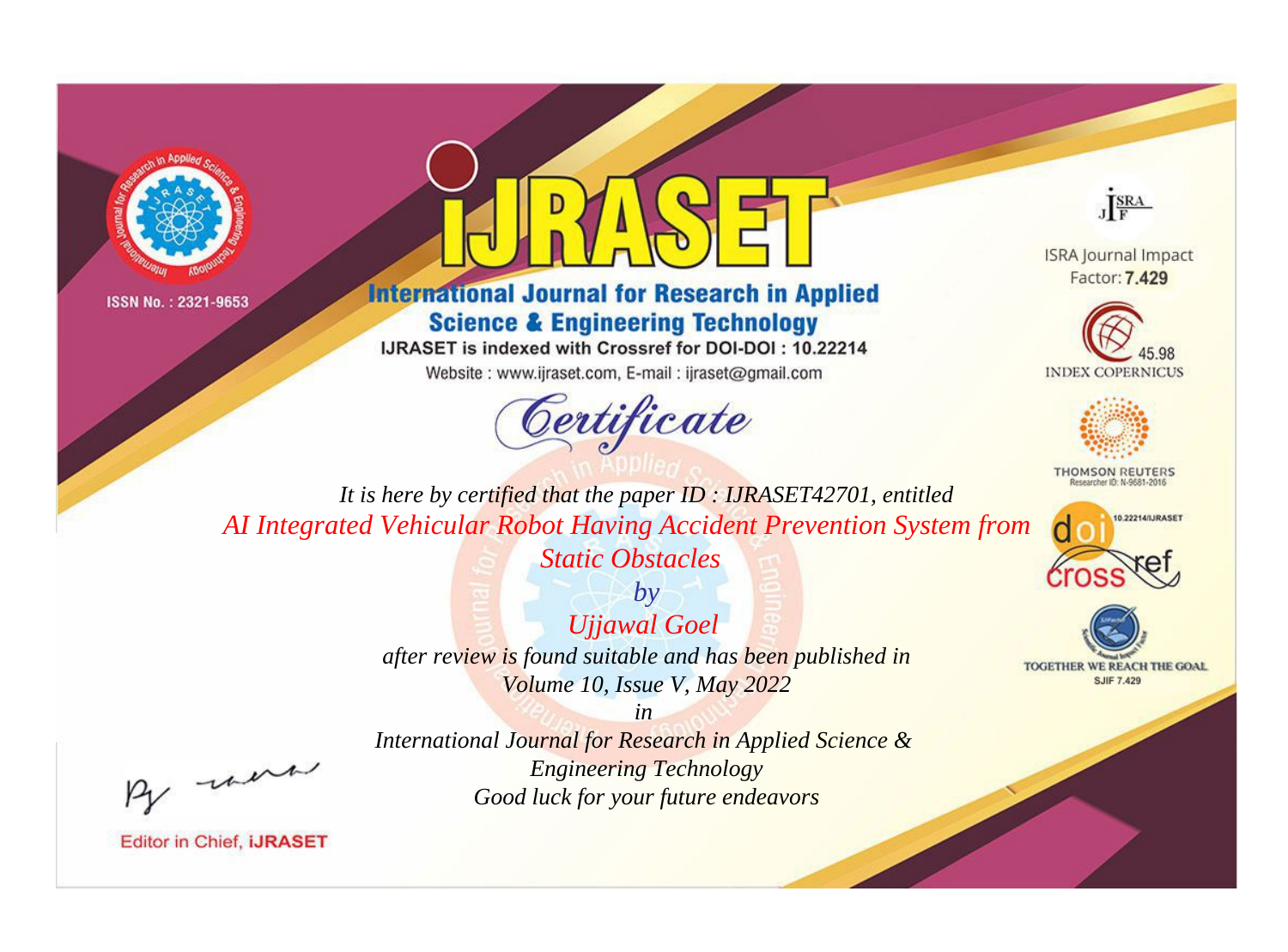ISSN No. : 2321-9653

# IJRASET

## International Journal for Research in Applied Science & Engineering Technology

IJRASET is indexed with Crossref for DOI-DOI : 10.22214

Website : www.ijraset.com, E-mail : ijraset@gmail.com

*Certificate*

*It is here by certified that the paper ID : IJRASET42701, entitled*

*AI Integrated Vehicular Robot Having Accident Prevention System from Static Obstacles*

*by*

*Ujjawal Goel*

*after review is found suitable and has been published in*

*Volume 10, Issue V, May 2022*

*in*

*International Journal for Research in Applied Science & Engineering Technology*

*Good luck for your future endeavors*

ISRA Journal Impact Factor: **7.429**

45.98 INDEX COPERNICUS

THOMSON REUTERS Researcher ID: N-9681-2016

10.22214/IJRASET

TOGETHER WE REACH THE GOAL SJIF 7.429

Editor in Chief, **iJRASET**